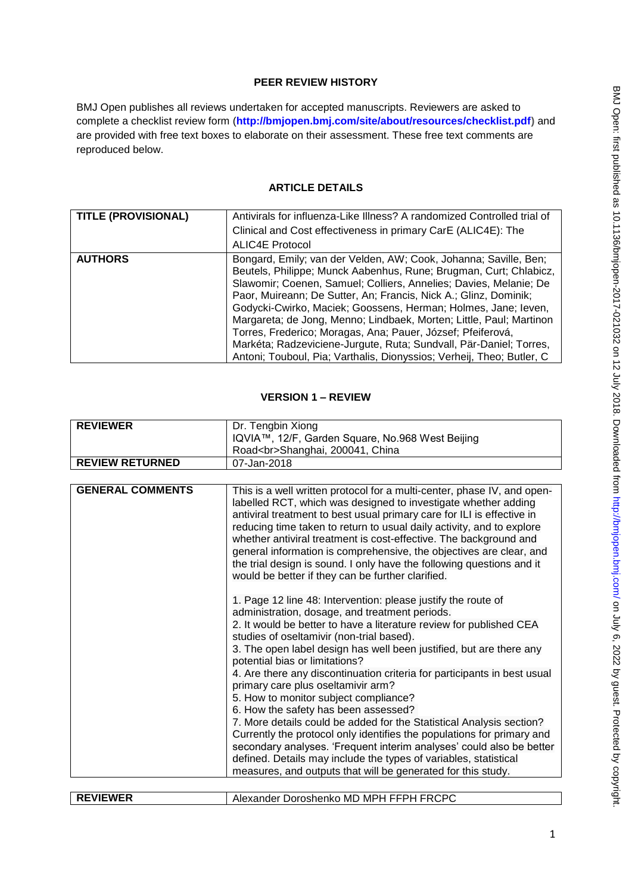**PEER REVIEW HISTORY**

BMJ Open publishes all reviews undertaken for accepted manuscripts. Reviewers are asked to complete a checklist review form (**http://bmjopen.bmj.com/site/about/resources/checklist.pdf**) and are provided with free text boxes to elaborate on their assessment. These free text comments are reproduced below.

**ARTICLE DETAILS**

| | |
|---|---|
| **TITLE (PROVISIONAL)** | Antivirals for influenza-Like Illness? A randomized Controlled trial of Clinical and Cost effectiveness in primary CarE (ALIC4E): The ALIC4E Protocol |
| **AUTHORS** | Bongard, Emily; van der Velden, AW; Cook, Johanna; Saville, Ben; Beutels, Philippe; Munck Aabenhus, Rune; Brugman, Curt; Chlabicz, Slawomir; Coenen, Samuel; Colliers, Annelies; Davies, Melanie; De Paor, Muireann; De Sutter, An; Francis, Nick A.; Glinz, Dominik; Godycki-Cwirko, Maciek; Goossens, Herman; Holmes, Jane; Ieven, Margareta; de Jong, Menno; Lindbaek, Morten; Little, Paul; Martinon Torres, Frederico; Moragas, Ana; Pauer, József; Pfeiferová, Markéta; Radzeviciene-Jurgute, Ruta; Sundvall, Pär-Daniel; Torres, Antoni; Touboul, Pia; Varthalis, Dionyssios; Verheij, Theo; Butler, C |

**VERSION 1 – REVIEW**

| | |
|---|---|
| **REVIEWER** | Dr. Tengbin Xiong<br>IQVIA™, 12/F, Garden Square, No.968 West Beijing Road<br>Shanghai, 200041, China |
| **REVIEW RETURNED** | 07-Jan-2018 |

| | |
|---|---|
| **GENERAL COMMENTS** | This is a well written protocol for a multi-center, phase IV, and open-labelled RCT, which was designed to investigate whether adding antiviral treatment to best usual primary care for ILI is effective in reducing time taken to return to usual daily activity, and to explore whether antiviral treatment is cost-effective. The background and general information is comprehensive, the objectives are clear, and the trial design is sound. I only have the following questions and it would be better if they can be further clarified.<br><br>1. Page 12 line 48: Intervention: please justify the route of administration, dosage, and treatment periods.<br>2. It would be better to have a literature review for published CEA studies of oseltamivir (non-trial based).<br>3. The open label design has well been justified, but are there any potential bias or limitations?<br>4. Are there any discontinuation criteria for participants in best usual primary care plus oseltamivir arm?<br>5. How to monitor subject compliance?<br>6. How the safety has been assessed?<br>7. More details could be added for the Statistical Analysis section? Currently the protocol only identifies the populations for primary and secondary analyses. 'Frequent interim analyses' could also be better defined. Details may include the types of variables, statistical measures, and outputs that will be generated for this study. |

| | |
|---|---|
| **REVIEWER** | Alexander Doroshenko MD MPH FFPH FRCPC |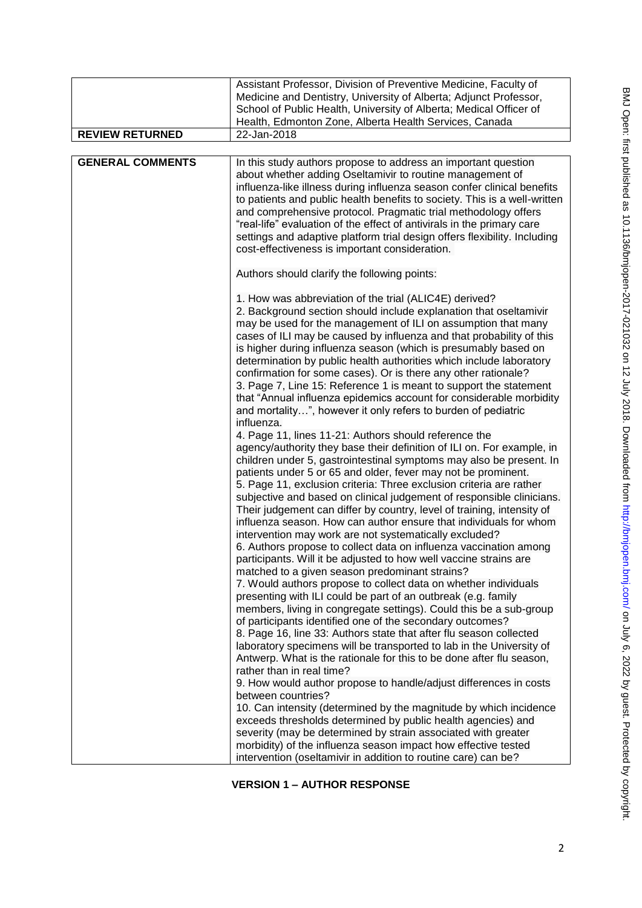| | Assistant Professor, Division of Preventive Medicine, Faculty of Medicine and Dentistry, University of Alberta; Adjunct Professor, School of Public Health, University of Alberta; Medical Officer of Health, Edmonton Zone, Alberta Health Services, Canada |
|---|---|
| **REVIEW RETURNED** | 22-Jan-2018 |

| **GENERAL COMMENTS** | In this study authors propose to address an important question about whether adding Oseltamivir to routine management of influenza-like illness during influenza season confer clinical benefits to patients and public health benefits to society. This is a well-written and comprehensive protocol. Pragmatic trial methodology offers "real-life" evaluation of the effect of antivirals in the primary care settings and adaptive platform trial design offers flexibility. Including cost-effectiveness is important consideration.<br><br>Authors should clarify the following points:<br><br>1. How was abbreviation of the trial (ALIC4E) derived?<br>2. Background section should include explanation that oseltamivir may be used for the management of ILI on assumption that many cases of ILI may be caused by influenza and that probability of this is higher during influenza season (which is presumably based on determination by public health authorities which include laboratory confirmation for some cases). Or is there any other rationale?<br>3. Page 7, Line 15: Reference 1 is meant to support the statement that "Annual influenza epidemics account for considerable morbidity and mortality…", however it only refers to burden of pediatric influenza.<br>4. Page 11, lines 11-21: Authors should reference the agency/authority they base their definition of ILI on. For example, in children under 5, gastrointestinal symptoms may also be present. In patients under 5 or 65 and older, fever may not be prominent.<br>5. Page 11, exclusion criteria: Three exclusion criteria are rather subjective and based on clinical judgement of responsible clinicians. Their judgement can differ by country, level of training, intensity of influenza season. How can author ensure that individuals for whom intervention may work are not systematically excluded?<br>6. Authors propose to collect data on influenza vaccination among participants. Will it be adjusted to how well vaccine strains are matched to a given season predominant strains?<br>7. Would authors propose to collect data on whether individuals presenting with ILI could be part of an outbreak (e.g. family members, living in congregate settings). Could this be a sub-group of participants identified one of the secondary outcomes?<br>8. Page 16, line 33: Authors state that after flu season collected laboratory specimens will be transported to lab in the University of Antwerp. What is the rationale for this to be done after flu season, rather than in real time?<br>9. How would author propose to handle/adjust differences in costs between countries?<br>10. Can intensity (determined by the magnitude by which incidence exceeds thresholds determined by public health agencies) and severity (may be determined by strain associated with greater morbidity) of the influenza season impact how effective tested intervention (oseltamivir in addition to routine care) can be? |
|---|---|

**VERSION 1 – AUTHOR RESPONSE**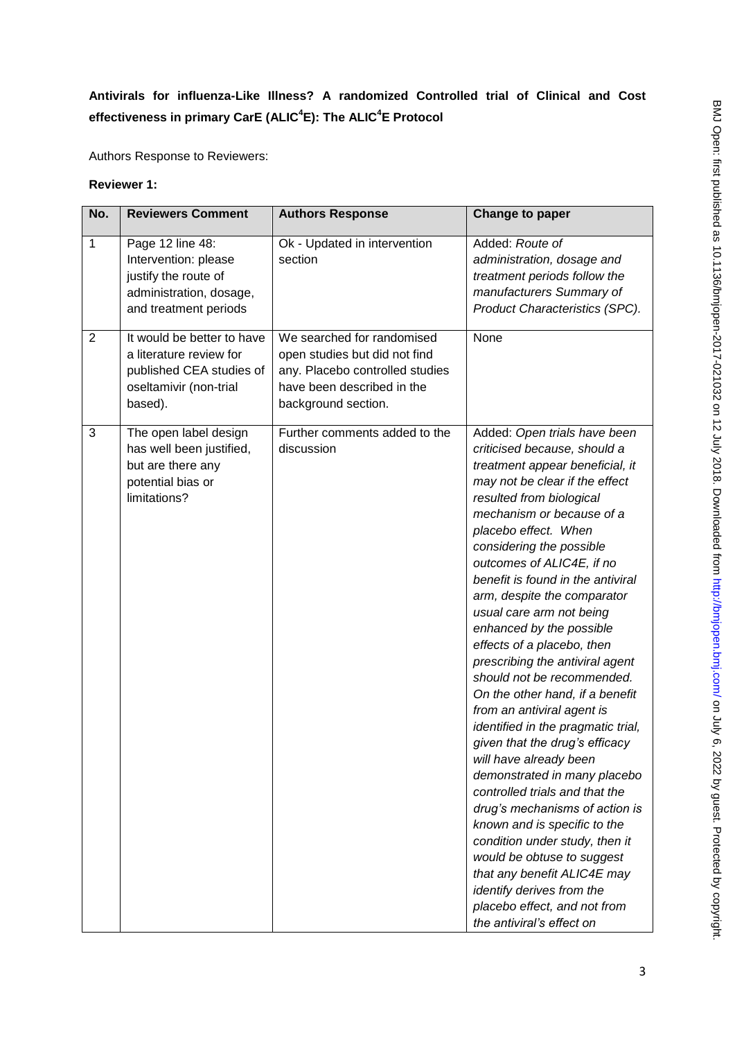**Antivirals for influenza-Like Illness? A randomized Controlled trial of Clinical and Cost effectiveness in primary CarE (ALIC[4]E): The ALIC[4]E Protocol**

Authors Response to Reviewers:

**Reviewer 1:**

| No. | Reviewers Comment | Authors Response | Change to paper |
|---|---|---|---|
| 1 | Page 12 line 48: Intervention: please justify the route of administration, dosage, and treatment periods | Ok - Updated in intervention section | Added: *Route of administration, dosage and treatment periods follow the manufacturers Summary of Product Characteristics (SPC).* |
| 2 | It would be better to have a literature review for published CEA studies of oseltamivir (non-trial based). | We searched for randomised open studies but did not find any. Placebo controlled studies have been described in the background section. | None |
| 3 | The open label design has well been justified, but are there any potential bias or limitations? | Further comments added to the discussion | Added: *Open trials have been criticised because, should a treatment appear beneficial, it may not be clear if the effect resulted from biological mechanism or because of a placebo effect. When considering the possible outcomes of ALIC4E, if no benefit is found in the antiviral arm, despite the comparator usual care arm not being enhanced by the possible effects of a placebo, then prescribing the antiviral agent should not be recommended. On the other hand, if a benefit from an antiviral agent is identified in the pragmatic trial, given that the drug's efficacy will have already been demonstrated in many placebo controlled trials and that the drug's mechanisms of action is known and is specific to the condition under study, then it would be obtuse to suggest that any benefit ALIC4E may identify derives from the placebo effect, and not from the antiviral's effect on* |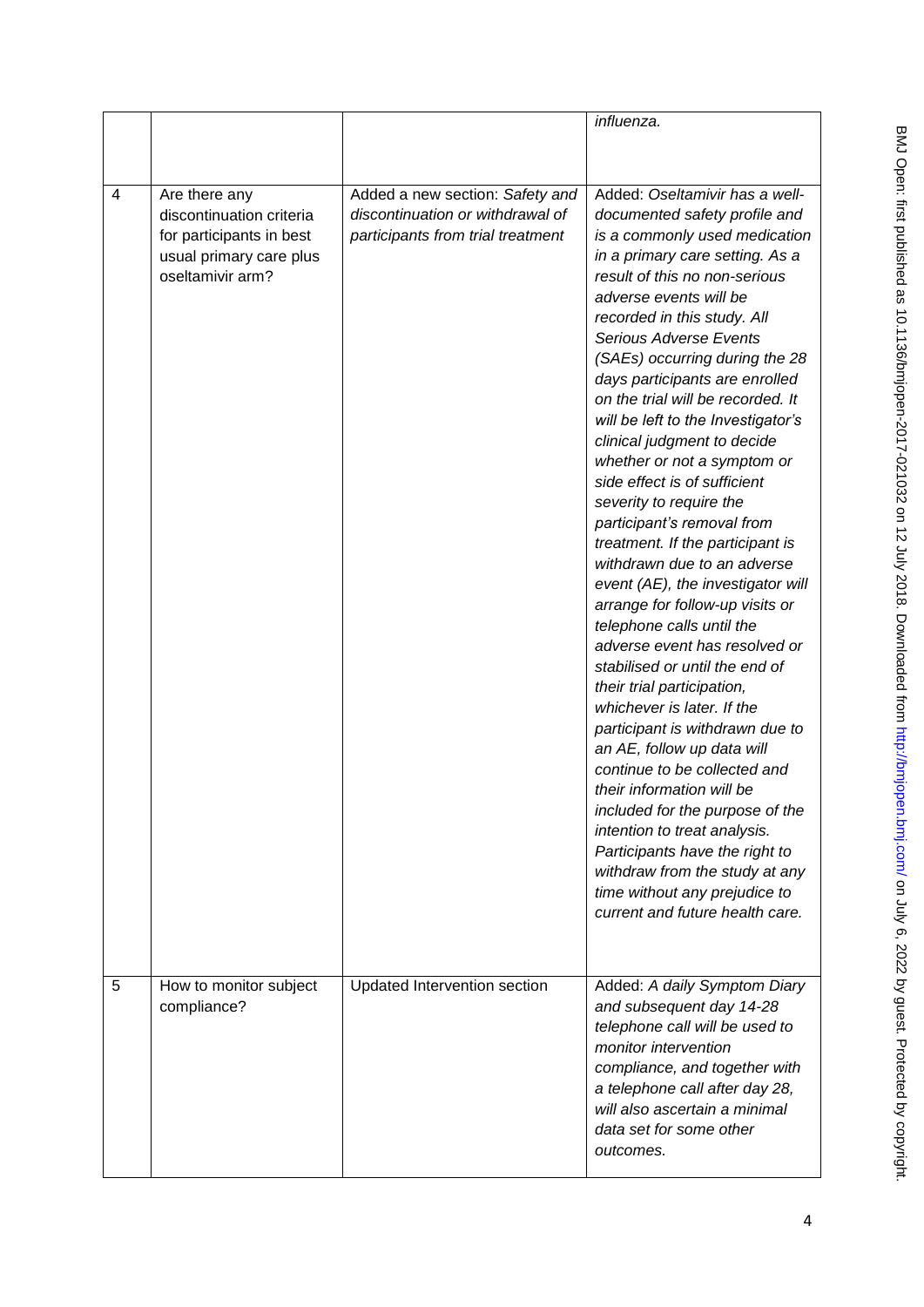| | | | *influenza.* |
|---|---|---|---|
| 4 | Are there any discontinuation criteria for participants in best usual primary care plus oseltamivir arm? | Added a new section: *Safety and discontinuation or withdrawal of participants from trial treatment* | Added: *Oseltamivir has a well-documented safety profile and is a commonly used medication in a primary care setting. As a result of this no non-serious adverse events will be recorded in this study. All Serious Adverse Events (SAEs) occurring during the 28 days participants are enrolled on the trial will be recorded. It will be left to the Investigator's clinical judgment to decide whether or not a symptom or side effect is of sufficient severity to require the participant's removal from treatment. If the participant is withdrawn due to an adverse event (AE), the investigator will arrange for follow-up visits or telephone calls until the adverse event has resolved or stabilised or until the end of their trial participation, whichever is later. If the participant is withdrawn due to an AE, follow up data will continue to be collected and their information will be included for the purpose of the intention to treat analysis. Participants have the right to withdraw from the study at any time without any prejudice to current and future health care.* |
| 5 | How to monitor subject compliance? | Updated Intervention section | Added: *A daily Symptom Diary and subsequent day 14-28 telephone call will be used to monitor intervention compliance, and together with a telephone call after day 28, will also ascertain a minimal data set for some other outcomes.* |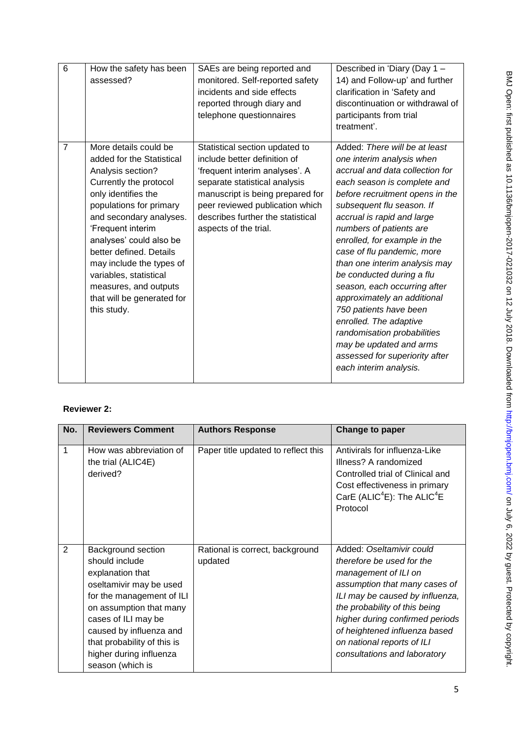| 6 | How the safety has been assessed? | SAEs are being reported and monitored. Self-reported safety incidents and side effects reported through diary and telephone questionnaires | Described in 'Diary (Day 1 – 14) and Follow-up' and further clarification in 'Safety and discontinuation or withdrawal of participants from trial treatment'. |
|---|---|---|---|
| 7 | More details could be added for the Statistical Analysis section? Currently the protocol only identifies the populations for primary and secondary analyses. 'Frequent interim analyses' could also be better defined. Details may include the types of variables, statistical measures, and outputs that will be generated for this study. | Statistical section updated to include better definition of 'frequent interim analyses'. A separate statistical analysis manuscript is being prepared for peer reviewed publication which describes further the statistical aspects of the trial. | Added: *There will be at least one interim analysis when accrual and data collection for each season is complete and before recruitment opens in the subsequent flu season. If accrual is rapid and large numbers of patients are enrolled, for example in the case of flu pandemic, more than one interim analysis may be conducted during a flu season, each occurring after approximately an additional 750 patients have been enrolled. The adaptive randomisation probabilities may be updated and arms assessed for superiority after each interim analysis.* |

**Reviewer 2:**

| No. | Reviewers Comment | Authors Response | Change to paper |
|---|---|---|---|
| 1 | How was abbreviation of the trial (ALIC4E) derived? | Paper title updated to reflect this | Antivirals for influenza-Like Illness? A randomized Controlled trial of Clinical and Cost effectiveness in primary CarE (ALIC$^4$E): The ALIC$^4$E Protocol |
| 2 | Background section should include explanation that oseltamivir may be used for the management of ILI on assumption that many cases of ILI may be caused by influenza and that probability of this is higher during influenza season (which is | Rational is correct, background updated | Added: *Oseltamivir could therefore be used for the management of ILI on assumption that many cases of ILI may be caused by influenza, the probability of this being higher during confirmed periods of heightened influenza based on national reports of ILI consultations and laboratory* |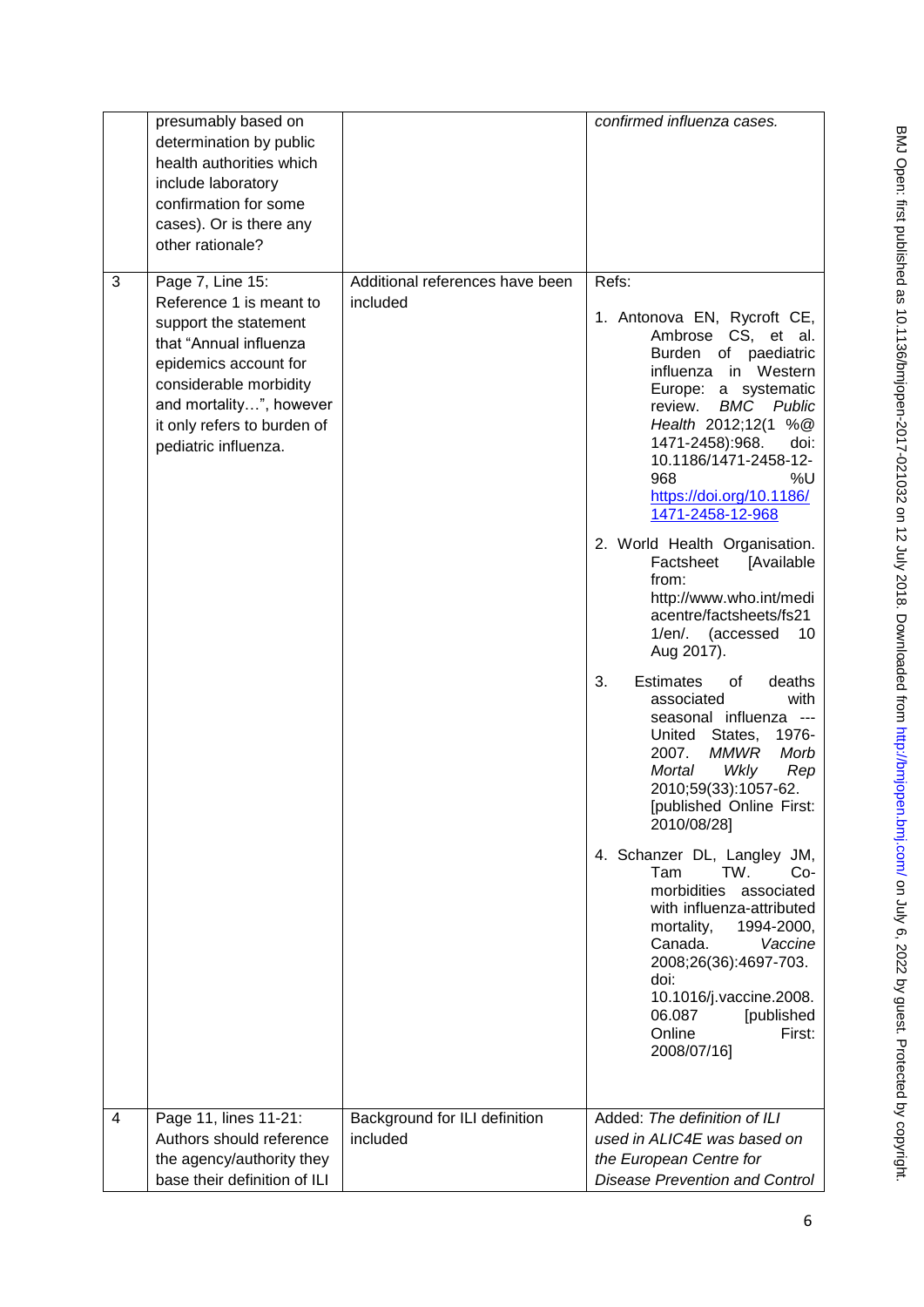| | presumably based on determination by public health authorities which include laboratory confirmation for some cases). Or is there any other rationale? | | *confirmed influenza cases.* |
|---|---|---|---|
| 3 | Page 7, Line 15: Reference 1 is meant to support the statement that "Annual influenza epidemics account for considerable morbidity and mortality…", however it only refers to burden of pediatric influenza. | Additional references have been included | Refs:<br>1. Antonova EN, Rycroft CE, Ambrose CS, et al. Burden of paediatric influenza in Western Europe: a systematic review. *BMC Public Health* 2012;12(1 %@ 1471-2458):968. doi: 10.1186/1471-2458-12-968 %U https://doi.org/10.1186/1471-2458-12-968<br>2. World Health Organisation. Factsheet [Available from: http://www.who.int/mediacentre/factsheets/fs211/en/. (accessed 10 Aug 2017).<br>3. Estimates of deaths associated with seasonal influenza --- United States, 1976-2007. *MMWR Morb Mortal Wkly Rep* 2010;59(33):1057-62. [published Online First: 2010/08/28]<br>4. Schanzer DL, Langley JM, Tam TW. Co-morbidities associated with influenza-attributed mortality, 1994-2000, Canada. *Vaccine* 2008;26(36):4697-703. doi: 10.1016/j.vaccine.2008.06.087 [published Online First: 2008/07/16] |
| 4 | Page 11, lines 11-21: Authors should reference the agency/authority they base their definition of ILI | Background for ILI definition included | Added: *The definition of ILI used in ALIC4E was based on the European Centre for Disease Prevention and Control* |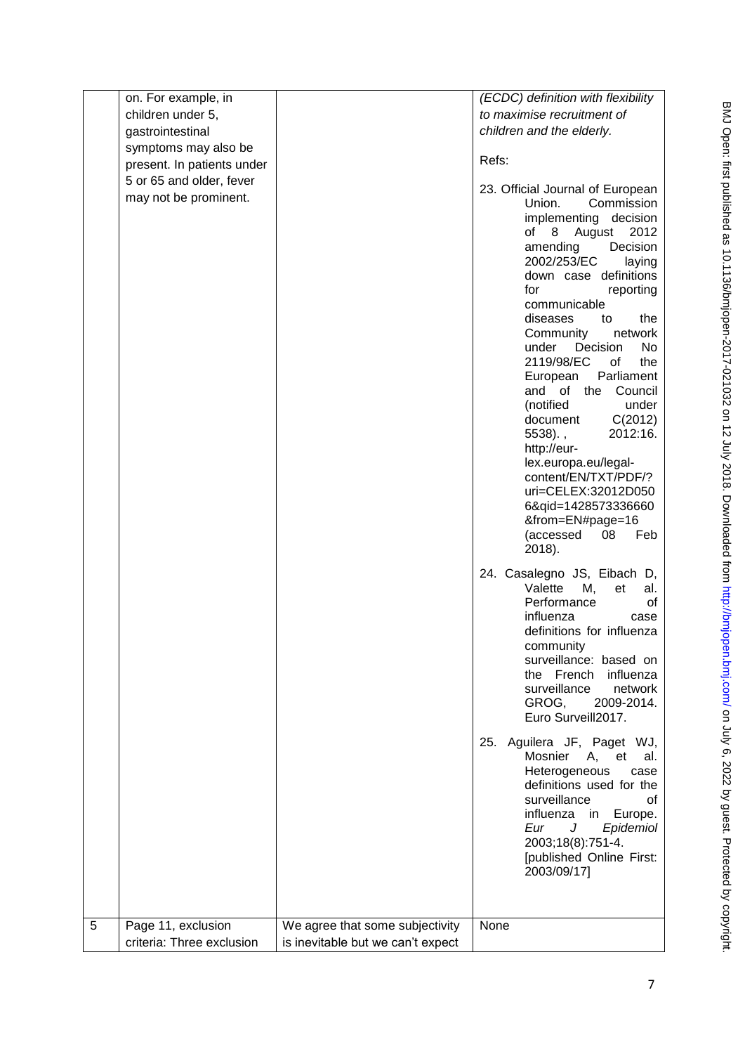|  |  |  |  |
|---|---|---|---|
|  | on. For example, in children under 5, gastrointestinal symptoms may also be present. In patients under 5 or 65 and older, fever may not be prominent. |  | *(ECDC) definition with flexibility to maximise recruitment of children and the elderly.*<br><br>Refs:<br><br>23. Official Journal of European Union. Commission implementing decision of 8 August 2012 amending Decision 2002/253/EC laying down case definitions for reporting communicable diseases to the Community network under Decision No 2119/98/EC of the European Parliament and of the Council (notified under document C(2012) 5538). , 2012:16. http://eur-lex.europa.eu/legal-content/EN/TXT/PDF/?uri=CELEX:32012D0506&qid=1428573336660&from=EN#page=16 (accessed 08 Feb 2018).<br><br>24. Casalegno JS, Eibach D, Valette M, et al. Performance of influenza case definitions for influenza community surveillance: based on the French influenza surveillance network GROG, 2009-2014. Euro Surveill2017.<br><br>25. Aguilera JF, Paget WJ, Mosnier A, et al. Heterogeneous case definitions used for the surveillance of influenza in Europe. *Eur J Epidemiol* 2003;18(8):751-4. [published Online First: 2003/09/17] |
| 5 | Page 11, exclusion criteria: Three exclusion | We agree that some subjectivity is inevitable but we can't expect | None |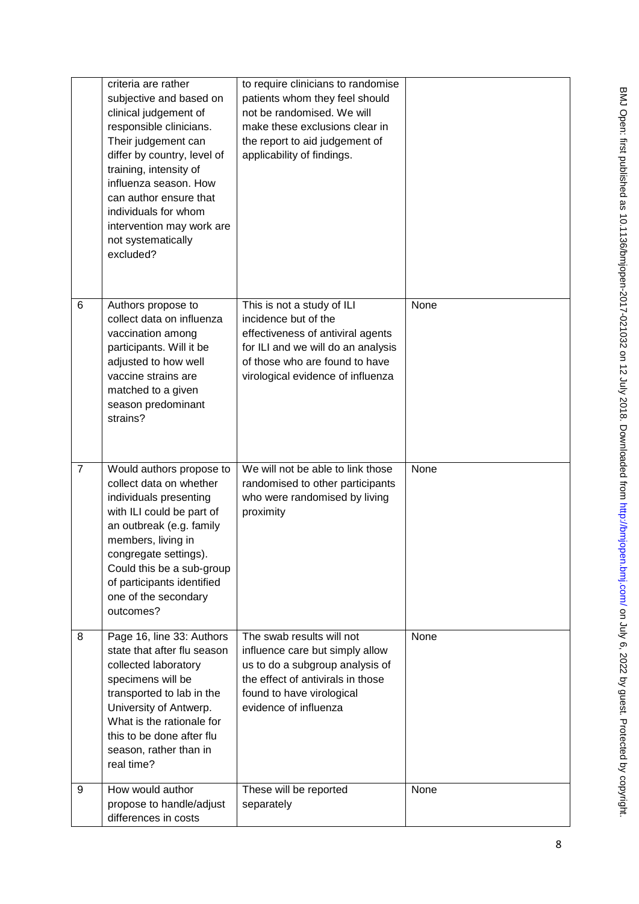| | criteria are rather subjective and based on clinical judgement of responsible clinicians. Their judgement can differ by country, level of training, intensity of influenza season. How can author ensure that individuals for whom intervention may work are not systematically excluded? | to require clinicians to randomise patients whom they feel should not be randomised. We will make these exclusions clear in the report to aid judgement of applicability of findings. | |
|---|---|---|---|
| 6 | Authors propose to collect data on influenza vaccination among participants. Will it be adjusted to how well vaccine strains are matched to a given season predominant strains? | This is not a study of ILI incidence but of the effectiveness of antiviral agents for ILI and we will do an analysis of those who are found to have virological evidence of influenza | None |
| 7 | Would authors propose to collect data on whether individuals presenting with ILI could be part of an outbreak (e.g. family members, living in congregate settings). Could this be a sub-group of participants identified one of the secondary outcomes? | We will not be able to link those randomised to other participants who were randomised by living proximity | None |
| 8 | Page 16, line 33: Authors state that after flu season collected laboratory specimens will be transported to lab in the University of Antwerp. What is the rationale for this to be done after flu season, rather than in real time? | The swab results will not influence care but simply allow us to do a subgroup analysis of the effect of antivirals in those found to have virological evidence of influenza | None |
| 9 | How would author propose to handle/adjust differences in costs | These will be reported separately | None |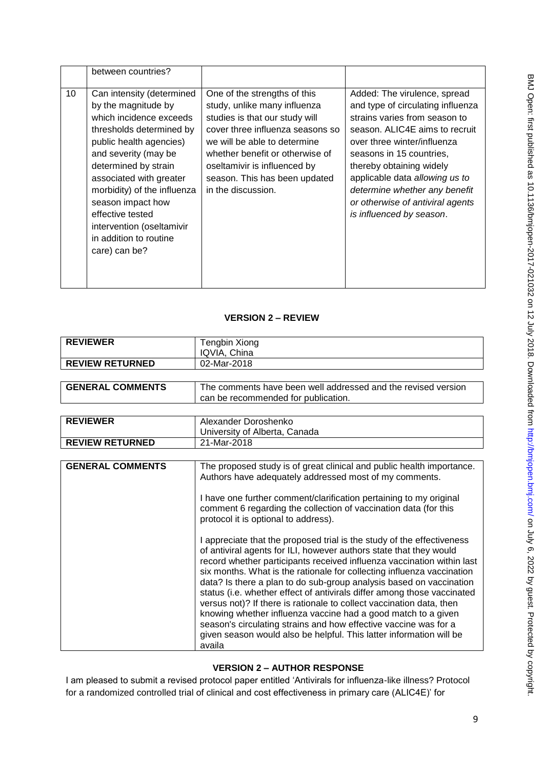| | between countries? | | |
|---|---|---|---|
| 10 | Can intensity (determined by the magnitude by which incidence exceeds thresholds determined by public health agencies) and severity (may be determined by strain associated with greater morbidity) of the influenza season impact how effective tested intervention (oseltamivir in addition to routine care) can be? | One of the strengths of this study, unlike many influenza studies is that our study will cover three influenza seasons so we will be able to determine whether benefit or otherwise of oseltamivir is influenced by season. This has been updated in the discussion. | Added: The virulence, spread and type of circulating influenza strains varies from season to season. ALIC4E aims to recruit over three winter/influenza seasons in 15 countries, thereby obtaining widely applicable data *allowing us to determine whether any benefit or otherwise of antiviral agents is influenced by season*. |

## VERSION 2 – REVIEW

| | |
|---|---|
| **REVIEWER** | Tengbin Xiong<br>IQVIA, China |
| **REVIEW RETURNED** | 02-Mar-2018 |

| | |
|---|---|
| **GENERAL COMMENTS** | The comments have been well addressed and the revised version can be recommended for publication. |

| | |
|---|---|
| **REVIEWER** | Alexander Doroshenko<br>University of Alberta, Canada |
| **REVIEW RETURNED** | 21-Mar-2018 |

| | |
|---|---|
| **GENERAL COMMENTS** | The proposed study is of great clinical and public health importance. Authors have adequately addressed most of my comments.<br><br>I have one further comment/clarification pertaining to my original comment 6 regarding the collection of vaccination data (for this protocol it is optional to address).<br><br>I appreciate that the proposed trial is the study of the effectiveness of antiviral agents for ILI, however authors state that they would record whether participants received influenza vaccination within last six months. What is the rationale for collecting influenza vaccination data? Is there a plan to do sub-group analysis based on vaccination status (i.e. whether effect of antivirals differ among those vaccinated versus not)? If there is rationale to collect vaccination data, then knowing whether influenza vaccine had a good match to a given season's circulating strains and how effective vaccine was for a given season would also be helpful. This latter information will be availa |

## VERSION 2 – AUTHOR RESPONSE

I am pleased to submit a revised protocol paper entitled 'Antivirals for influenza-like illness? Protocol for a randomized controlled trial of clinical and cost effectiveness in primary care (ALIC4E)' for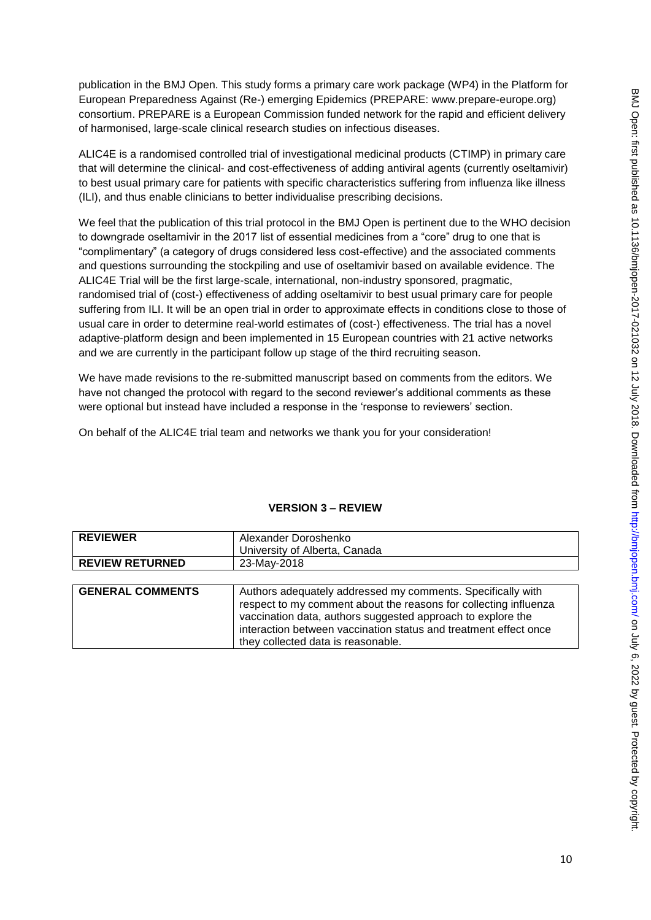publication in the BMJ Open. This study forms a primary care work package (WP4) in the Platform for European Preparedness Against (Re-) emerging Epidemics (PREPARE: www.prepare-europe.org) consortium. PREPARE is a European Commission funded network for the rapid and efficient delivery of harmonised, large-scale clinical research studies on infectious diseases.

ALIC4E is a randomised controlled trial of investigational medicinal products (CTIMP) in primary care that will determine the clinical- and cost-effectiveness of adding antiviral agents (currently oseltamivir) to best usual primary care for patients with specific characteristics suffering from influenza like illness (ILI), and thus enable clinicians to better individualise prescribing decisions.

We feel that the publication of this trial protocol in the BMJ Open is pertinent due to the WHO decision to downgrade oseltamivir in the 2017 list of essential medicines from a "core" drug to one that is "complimentary" (a category of drugs considered less cost-effective) and the associated comments and questions surrounding the stockpiling and use of oseltamivir based on available evidence. The ALIC4E Trial will be the first large-scale, international, non-industry sponsored, pragmatic, randomised trial of (cost-) effectiveness of adding oseltamivir to best usual primary care for people suffering from ILI. It will be an open trial in order to approximate effects in conditions close to those of usual care in order to determine real-world estimates of (cost-) effectiveness. The trial has a novel adaptive-platform design and been implemented in 15 European countries with 21 active networks and we are currently in the participant follow up stage of the third recruiting season.

We have made revisions to the re-submitted manuscript based on comments from the editors. We have not changed the protocol with regard to the second reviewer's additional comments as these were optional but instead have included a response in the 'response to reviewers' section.

On behalf of the ALIC4E trial team and networks we thank you for your consideration!

## VERSION 3 – REVIEW

| | |
|---|---|
| **REVIEWER** | Alexander Doroshenko<br>University of Alberta, Canada |
| **REVIEW RETURNED** | 23-May-2018 |

| | |
|---|---|
| **GENERAL COMMENTS** | Authors adequately addressed my comments. Specifically with respect to my comment about the reasons for collecting influenza vaccination data, authors suggested approach to explore the interaction between vaccination status and treatment effect once they collected data is reasonable. |